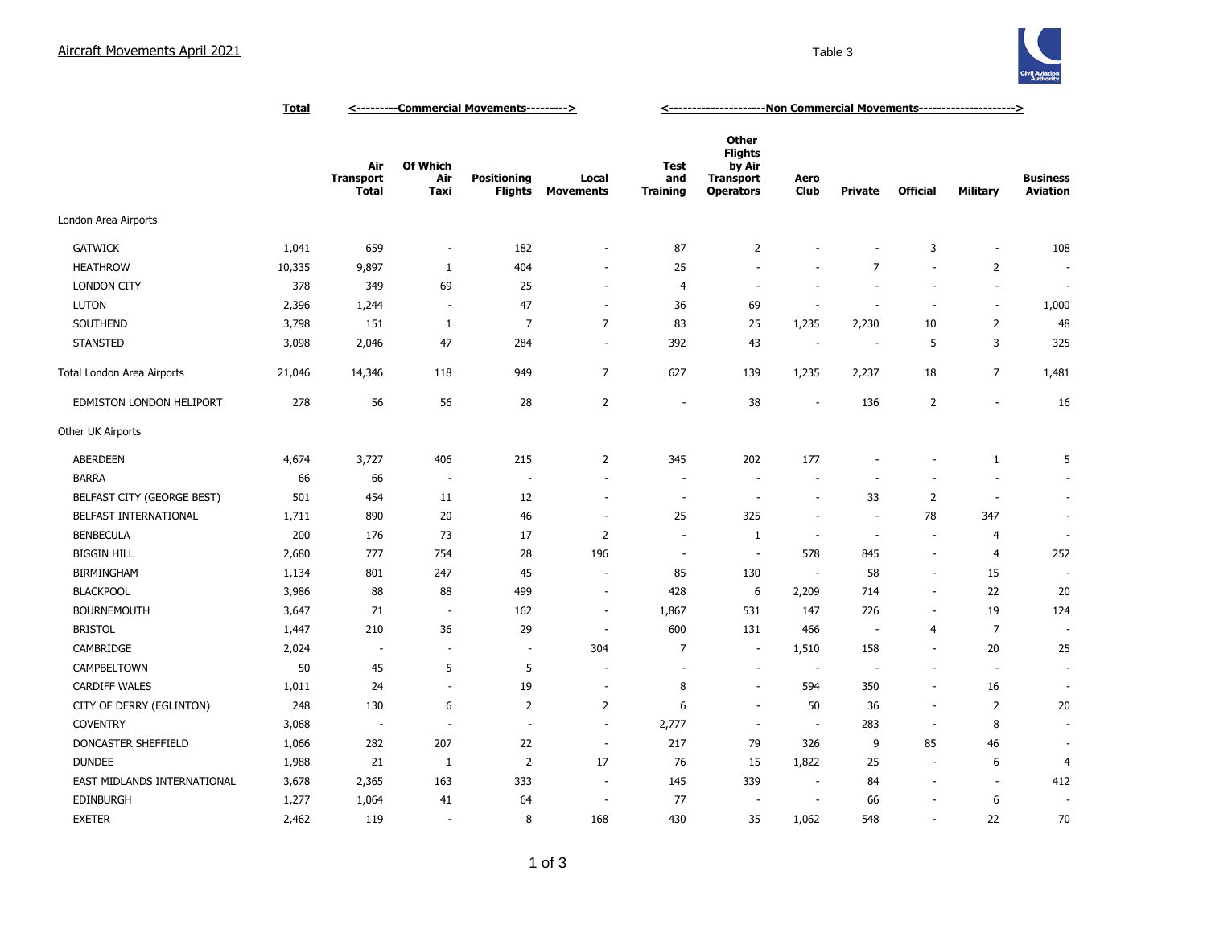# Aircraft Movements April 2021

Table 3

| | Total | <---------Commercial Movements---------> | | | | <--------------------Non Commercial Movements--------------------> | | | | | | |
|---|---|---|---|---|---|---|---|---|---|---|---|---|
| | | Air Transport Total | Of Which Air Taxi | Positioning Flights | Local Movements | Test and Training | Other Flights by Air Transport Operators | Aero Club | Private | Official | Military | Business Aviation |
| London Area Airports | | | | | | | | | | | | |
| GATWICK | 1,041 | 659 | - | 182 | - | 87 | 2 | - | - | 3 | - | 108 |
| HEATHROW | 10,335 | 9,897 | 1 | 404 | - | 25 | - | - | 7 | - | 2 | - |
| LONDON CITY | 378 | 349 | 69 | 25 | - | 4 | - | - | - | - | - | - |
| LUTON | 2,396 | 1,244 | - | 47 | - | 36 | 69 | - | - | - | - | 1,000 |
| SOUTHEND | 3,798 | 151 | 1 | 7 | 7 | 83 | 25 | 1,235 | 2,230 | 10 | 2 | 48 |
| STANSTED | 3,098 | 2,046 | 47 | 284 | - | 392 | 43 | - | - | 5 | 3 | 325 |
| Total London Area Airports | 21,046 | 14,346 | 118 | 949 | 7 | 627 | 139 | 1,235 | 2,237 | 18 | 7 | 1,481 |
| EDMISTON LONDON HELIPORT | 278 | 56 | 56 | 28 | 2 | - | 38 | - | 136 | 2 | - | 16 |
| Other UK Airports | | | | | | | | | | | | |
| ABERDEEN | 4,674 | 3,727 | 406 | 215 | 2 | 345 | 202 | 177 | - | - | 1 | 5 |
| BARRA | 66 | 66 | - | - | - | - | - | - | - | - | - | - |
| BELFAST CITY (GEORGE BEST) | 501 | 454 | 11 | 12 | - | - | - | - | 33 | 2 | - | - |
| BELFAST INTERNATIONAL | 1,711 | 890 | 20 | 46 | - | 25 | 325 | - | - | 78 | 347 | - |
| BENBECULA | 200 | 176 | 73 | 17 | 2 | - | 1 | - | - | - | 4 | - |
| BIGGIN HILL | 2,680 | 777 | 754 | 28 | 196 | - | - | 578 | 845 | - | 4 | 252 |
| BIRMINGHAM | 1,134 | 801 | 247 | 45 | - | 85 | 130 | - | 58 | - | 15 | - |
| BLACKPOOL | 3,986 | 88 | 88 | 499 | - | 428 | 6 | 2,209 | 714 | - | 22 | 20 |
| BOURNEMOUTH | 3,647 | 71 | - | 162 | - | 1,867 | 531 | 147 | 726 | - | 19 | 124 |
| BRISTOL | 1,447 | 210 | 36 | 29 | - | 600 | 131 | 466 | - | 4 | 7 | - |
| CAMBRIDGE | 2,024 | - | - | - | 304 | 7 | - | 1,510 | 158 | - | 20 | 25 |
| CAMPBELTOWN | 50 | 45 | 5 | 5 | - | - | - | - | - | - | - | - |
| CARDIFF WALES | 1,011 | 24 | - | 19 | - | 8 | - | 594 | 350 | - | 16 | - |
| CITY OF DERRY (EGLINTON) | 248 | 130 | 6 | 2 | 2 | 6 | - | 50 | 36 | - | 2 | 20 |
| COVENTRY | 3,068 | - | - | - | - | 2,777 | - | - | 283 | - | 8 | - |
| DONCASTER SHEFFIELD | 1,066 | 282 | 207 | 22 | - | 217 | 79 | 326 | 9 | 85 | 46 | - |
| DUNDEE | 1,988 | 21 | 1 | 2 | 17 | 76 | 15 | 1,822 | 25 | - | 6 | 4 |
| EAST MIDLANDS INTERNATIONAL | 3,678 | 2,365 | 163 | 333 | - | 145 | 339 | - | 84 | - | - | 412 |
| EDINBURGH | 1,277 | 1,064 | 41 | 64 | - | 77 | - | - | 66 | - | 6 | - |
| EXETER | 2,462 | 119 | - | 8 | 168 | 430 | 35 | 1,062 | 548 | - | 22 | 70 |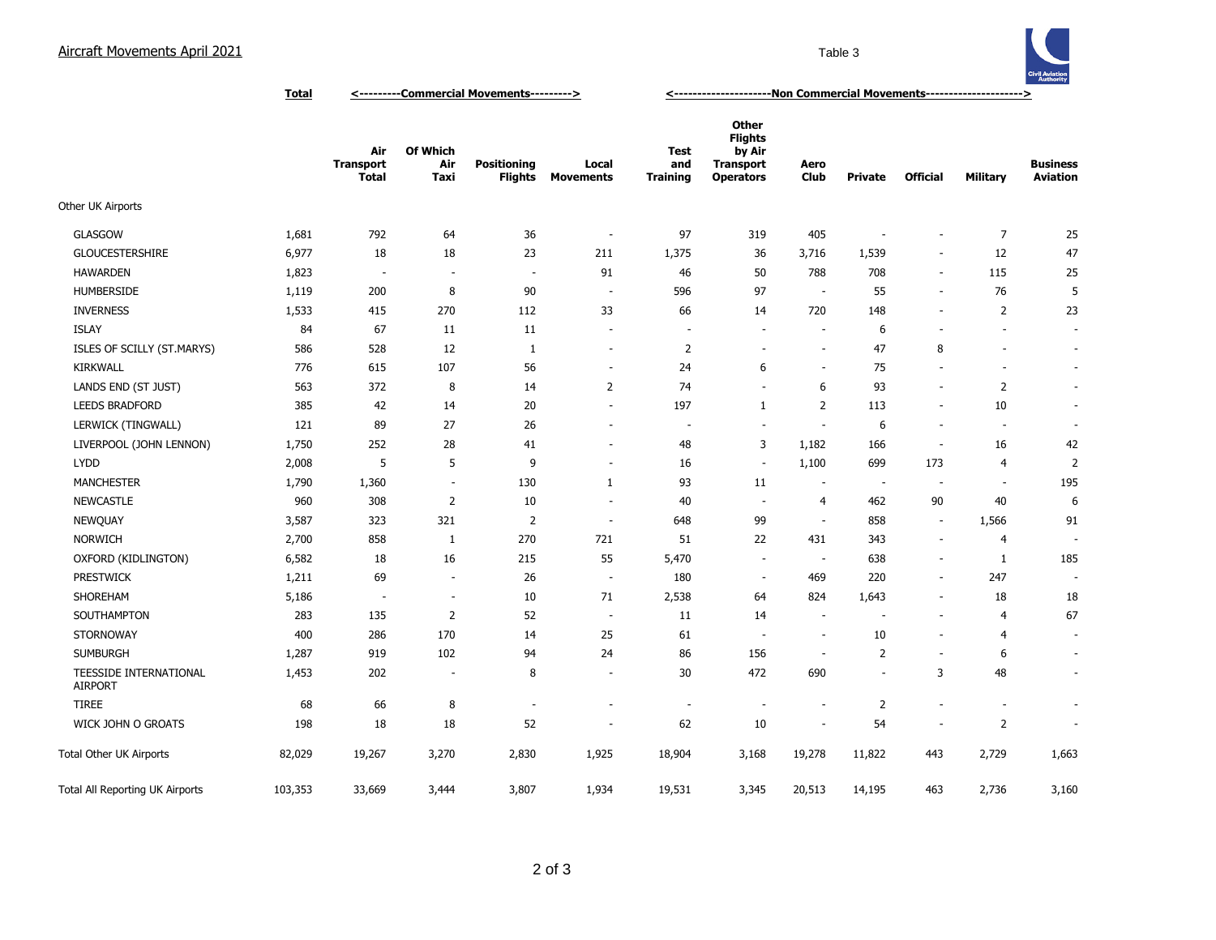Aircraft Movements April 2021

Table 3

| | Total | <---------Commercial Movements---------> | | | | <---------------------Non Commercial Movements---------------------> | | | | | | |
|---|---|---|---|---|---|---|---|---|---|---|---|---|
| | | Air Transport Total | Of Which Air Taxi | Positioning Flights | Local Movements | Test and Training | Other Flights by Air Transport Operators | Aero Club | Private | Official | Military | Business Aviation |
| Other UK Airports | | | | | | | | | | | | |
| GLASGOW | 1,681 | 792 | 64 | 36 | - | 97 | 319 | 405 | - | - | 7 | 25 |
| GLOUCESTERSHIRE | 6,977 | 18 | 18 | 23 | 211 | 1,375 | 36 | 3,716 | 1,539 | - | 12 | 47 |
| HAWARDEN | 1,823 | - | - | - | 91 | 46 | 50 | 788 | 708 | - | 115 | 25 |
| HUMBERSIDE | 1,119 | 200 | 8 | 90 | - | 596 | 97 | - | 55 | - | 76 | 5 |
| INVERNESS | 1,533 | 415 | 270 | 112 | 33 | 66 | 14 | 720 | 148 | - | 2 | 23 |
| ISLAY | 84 | 67 | 11 | 11 | - | - | - | - | 6 | - | - | - |
| ISLES OF SCILLY (ST.MARYS) | 586 | 528 | 12 | 1 | - | 2 | - | - | 47 | 8 | - | - |
| KIRKWALL | 776 | 615 | 107 | 56 | - | 24 | 6 | - | 75 | - | - | - |
| LANDS END (ST JUST) | 563 | 372 | 8 | 14 | 2 | 74 | - | 6 | 93 | - | 2 | - |
| LEEDS BRADFORD | 385 | 42 | 14 | 20 | - | 197 | 1 | 2 | 113 | - | 10 | - |
| LERWICK (TINGWALL) | 121 | 89 | 27 | 26 | - | - | - | - | 6 | - | - | - |
| LIVERPOOL (JOHN LENNON) | 1,750 | 252 | 28 | 41 | - | 48 | 3 | 1,182 | 166 | - | 16 | 42 |
| LYDD | 2,008 | 5 | 5 | 9 | - | 16 | - | 1,100 | 699 | 173 | 4 | 2 |
| MANCHESTER | 1,790 | 1,360 | - | 130 | 1 | 93 | 11 | - | - | - | - | 195 |
| NEWCASTLE | 960 | 308 | 2 | 10 | - | 40 | - | 4 | 462 | 90 | 40 | 6 |
| NEWQUAY | 3,587 | 323 | 321 | 2 | - | 648 | 99 | - | 858 | - | 1,566 | 91 |
| NORWICH | 2,700 | 858 | 1 | 270 | 721 | 51 | 22 | 431 | 343 | - | 4 | - |
| OXFORD (KIDLINGTON) | 6,582 | 18 | 16 | 215 | 55 | 5,470 | - | - | 638 | - | 1 | 185 |
| PRESTWICK | 1,211 | 69 | - | 26 | - | 180 | - | 469 | 220 | - | 247 | - |
| SHOREHAM | 5,186 | - | - | 10 | 71 | 2,538 | 64 | 824 | 1,643 | - | 18 | 18 |
| SOUTHAMPTON | 283 | 135 | 2 | 52 | - | 11 | 14 | - | - | - | 4 | 67 |
| STORNOWAY | 400 | 286 | 170 | 14 | 25 | 61 | - | - | 10 | - | 4 | - |
| SUMBURGH | 1,287 | 919 | 102 | 94 | 24 | 86 | 156 | - | 2 | - | 6 | - |
| TEESSIDE INTERNATIONAL AIRPORT | 1,453 | 202 | - | 8 | - | 30 | 472 | 690 | - | 3 | 48 | - |
| TIREE | 68 | 66 | 8 | - | - | - | - | - | 2 | - | - | - |
| WICK JOHN O GROATS | 198 | 18 | 18 | 52 | - | 62 | 10 | - | 54 | - | 2 | - |
| Total Other UK Airports | 82,029 | 19,267 | 3,270 | 2,830 | 1,925 | 18,904 | 3,168 | 19,278 | 11,822 | 443 | 2,729 | 1,663 |
| Total All Reporting UK Airports | 103,353 | 33,669 | 3,444 | 3,807 | 1,934 | 19,531 | 3,345 | 20,513 | 14,195 | 463 | 2,736 | 3,160 |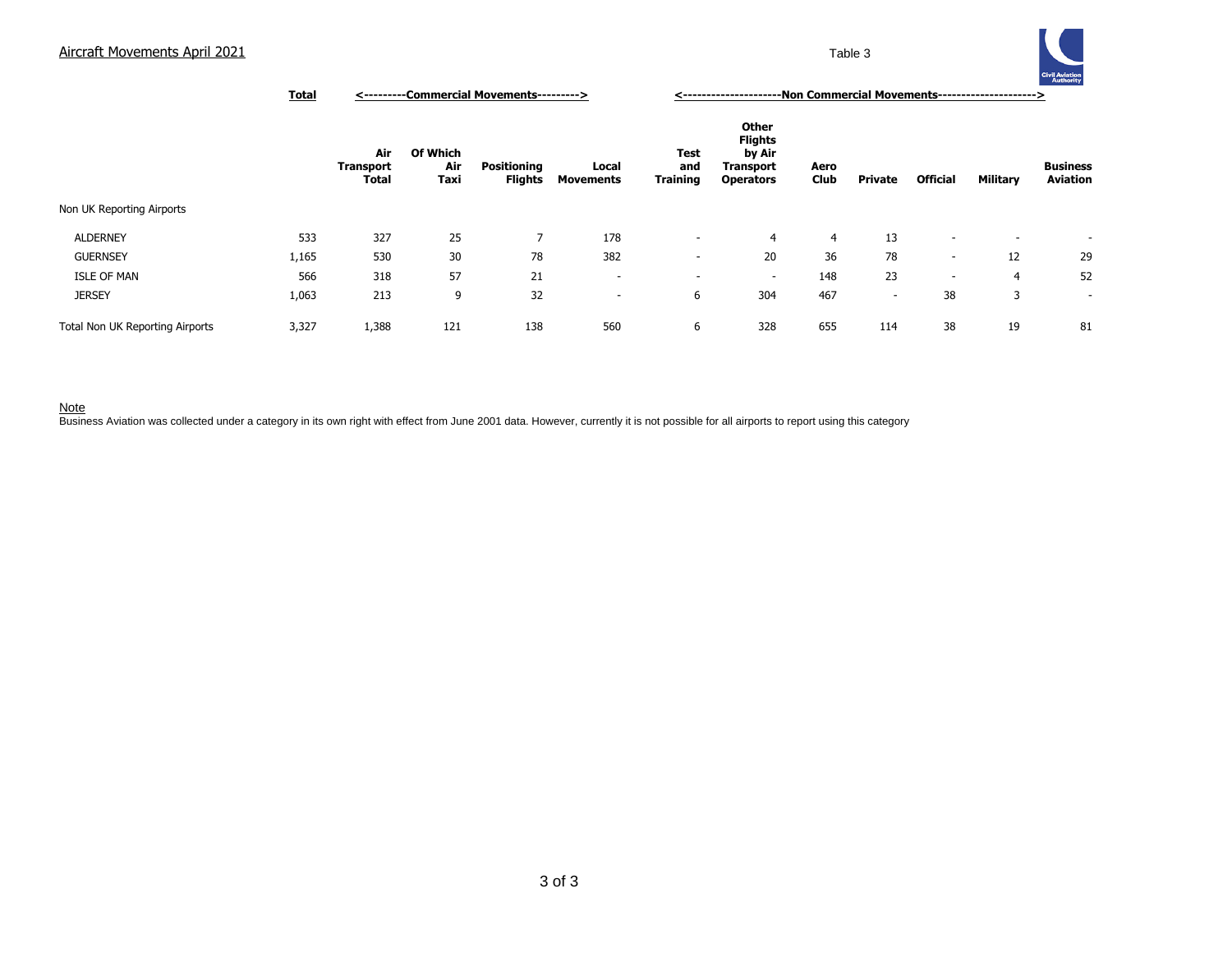# Aircraft Movements April 2021

Table 3

| | Total | <---------Commercial Movements---------> | | | | <---------------------Non Commercial Movements---------------------> | | | | | | |
|---|---|---|---|---|---|---|---|---|---|---|---|---|
| | | Air Transport Total | Of Which Air Taxi | Positioning Flights | Local Movements | Test and Training | Other Flights by Air Transport Operators | Aero Club | Private | Official | Military | Business Aviation |
| Non UK Reporting Airports | | | | | | | | | | | | |
| ALDERNEY | 533 | 327 | 25 | 7 | 178 | - | 4 | 4 | 13 | - | - | - |
| GUERNSEY | 1,165 | 530 | 30 | 78 | 382 | - | 20 | 36 | 78 | - | 12 | 29 |
| ISLE OF MAN | 566 | 318 | 57 | 21 | - | - | - | 148 | 23 | - | 4 | 52 |
| JERSEY | 1,063 | 213 | 9 | 32 | - | 6 | 304 | 467 | - | 38 | 3 | - |
| Total Non UK Reporting Airports | 3,327 | 1,388 | 121 | 138 | 560 | 6 | 328 | 655 | 114 | 38 | 19 | 81 |

Note

Business Aviation was collected under a category in its own right with effect from June 2001 data. However, currently it is not possible for all airports to report using this category